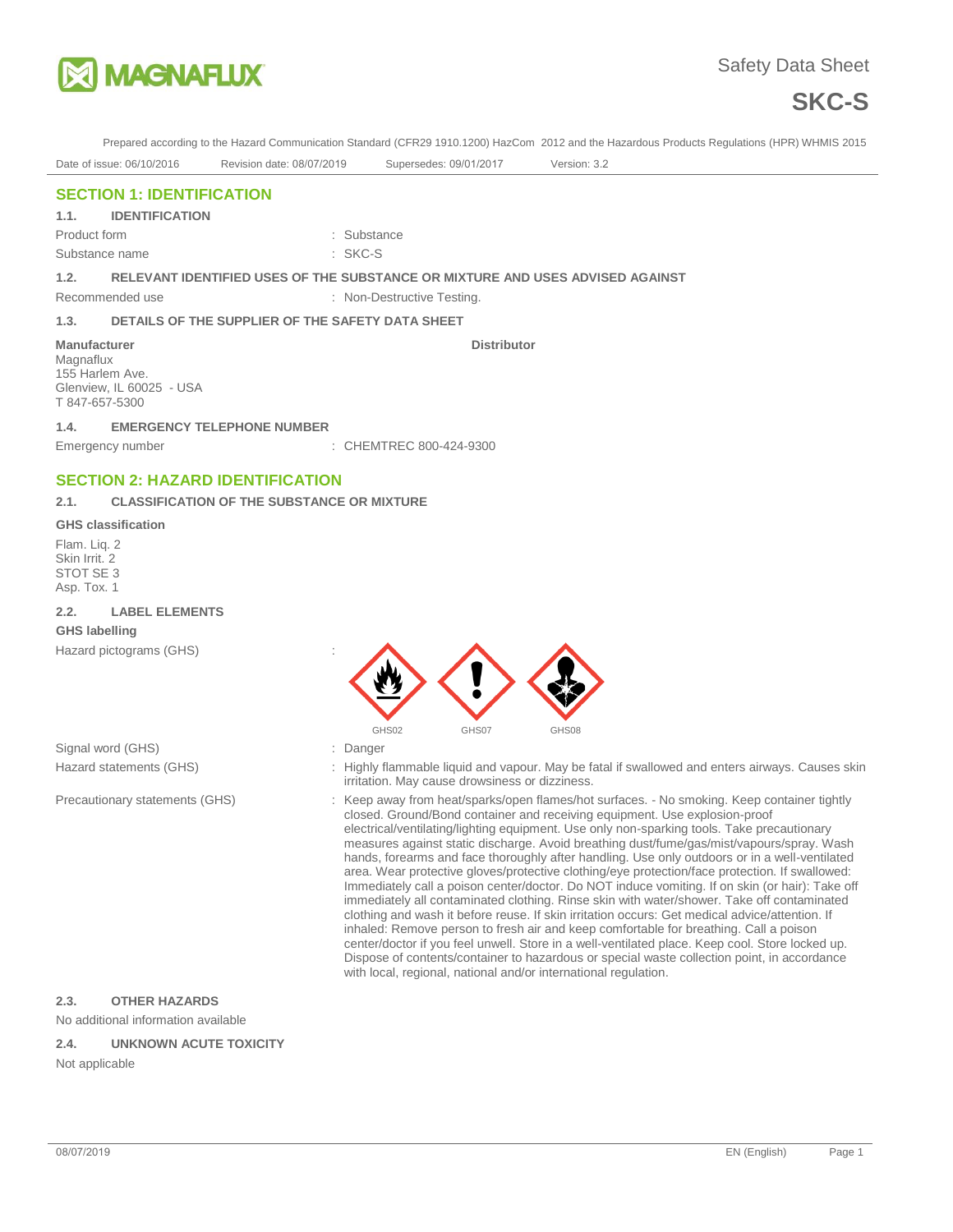MAGNAFLUX

Safety Data Sheet

# SKC-S

Prepared according to the Hazard Communication Standard (CFR29 1910.1200) HazCom 2012 and the Hazardous Products Regulations (HPR) WHMIS 2015

Date of issue: 06/10/2016 Revision date: 08/07/2019 Supersedes: 09/01/2017 Version: 3.2

## SECTION 1: IDENTIFICATION

### 1.1. IDENTIFICATION

Product form : Substance

Substance name : SKC-S

### 1.2. RELEVANT IDENTIFIED USES OF THE SUBSTANCE OR MIXTURE AND USES ADVISED AGAINST

Recommended use : Non-Destructive Testing.

### 1.3. DETAILS OF THE SUPPLIER OF THE SAFETY DATA SHEET

**Manufacturer**
Magnaflux
155 Harlem Ave.
Glenview, IL 60025 - USA
T 847-657-5300

**Distributor**

### 1.4. EMERGENCY TELEPHONE NUMBER

Emergency number : CHEMTREC 800-424-9300

## SECTION 2: HAZARD IDENTIFICATION

### 2.1. CLASSIFICATION OF THE SUBSTANCE OR MIXTURE

**GHS classification**

Flam. Liq. 2
Skin Irrit. 2
STOT SE 3
Asp. Tox. 1

### 2.2. LABEL ELEMENTS

**GHS labelling**

Hazard pictograms (GHS) : GHS02 GHS07 GHS08

Signal word (GHS) : Danger

Hazard statements (GHS) : Highly flammable liquid and vapour. May be fatal if swallowed and enters airways. Causes skin irritation. May cause drowsiness or dizziness.

Precautionary statements (GHS) : Keep away from heat/sparks/open flames/hot surfaces. - No smoking. Keep container tightly closed. Ground/Bond container and receiving equipment. Use explosion-proof electrical/ventilating/lighting equipment. Use only non-sparking tools. Take precautionary measures against static discharge. Avoid breathing dust/fume/gas/mist/vapours/spray. Wash hands, forearms and face thoroughly after handling. Use only outdoors or in a well-ventilated area. Wear protective gloves/protective clothing/eye protection/face protection. If swallowed: Immediately call a poison center/doctor. Do NOT induce vomiting. If on skin (or hair): Take off immediately all contaminated clothing. Rinse skin with water/shower. Take off contaminated clothing and wash it before reuse. If skin irritation occurs: Get medical advice/attention. If inhaled: Remove person to fresh air and keep comfortable for breathing. Call a poison center/doctor if you feel unwell. Store in a well-ventilated place. Keep cool. Store locked up. Dispose of contents/container to hazardous or special waste collection point, in accordance with local, regional, national and/or international regulation.

### 2.3. OTHER HAZARDS

No additional information available

### 2.4. UNKNOWN ACUTE TOXICITY

Not applicable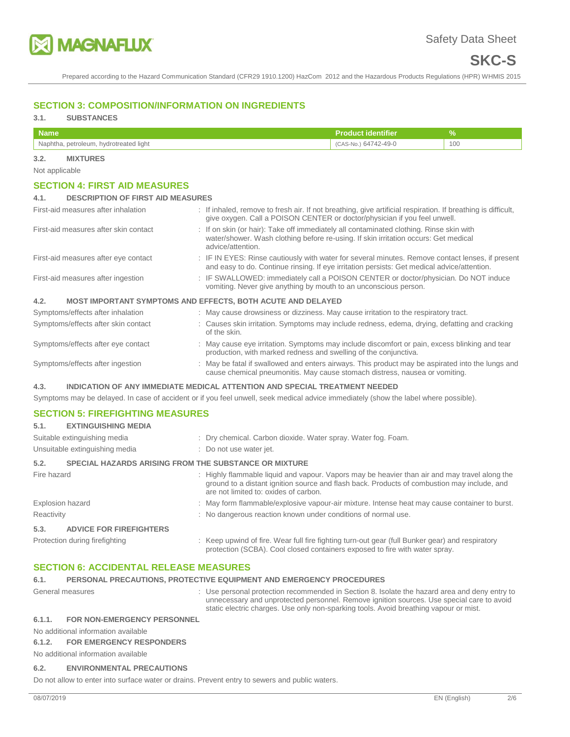## SECTION 3: COMPOSITION/INFORMATION ON INGREDIENTS

### 3.1. SUBSTANCES

| Name | Product identifier | % |
|---|---|---|
| Naphtha, petroleum, hydrotreated light | (CAS-No.) 64742-49-0 | 100 |

### 3.2. MIXTURES

Not applicable

## SECTION 4: FIRST AID MEASURES

### 4.1. DESCRIPTION OF FIRST AID MEASURES

First-aid measures after inhalation : If inhaled, remove to fresh air. If not breathing, give artificial respiration. If breathing is difficult, give oxygen. Call a POISON CENTER or doctor/physician if you feel unwell.

First-aid measures after skin contact : If on skin (or hair): Take off immediately all contaminated clothing. Rinse skin with water/shower. Wash clothing before re-using. If skin irritation occurs: Get medical advice/attention.

First-aid measures after eye contact : IF IN EYES: Rinse cautiously with water for several minutes. Remove contact lenses, if present and easy to do. Continue rinsing. If eye irritation persists: Get medical advice/attention.

First-aid measures after ingestion : IF SWALLOWED: immediately call a POISON CENTER or doctor/physician. Do NOT induce vomiting. Never give anything by mouth to an unconscious person.

### 4.2. MOST IMPORTANT SYMPTOMS AND EFFECTS, BOTH ACUTE AND DELAYED

Symptoms/effects after inhalation : May cause drowsiness or dizziness. May cause irritation to the respiratory tract.

Symptoms/effects after skin contact : Causes skin irritation. Symptoms may include redness, edema, drying, defatting and cracking of the skin.

Symptoms/effects after eye contact : May cause eye irritation. Symptoms may include discomfort or pain, excess blinking and tear production, with marked redness and swelling of the conjunctiva.

Symptoms/effects after ingestion : May be fatal if swallowed and enters airways. This product may be aspirated into the lungs and cause chemical pneumonitis. May cause stomach distress, nausea or vomiting.

### 4.3. INDICATION OF ANY IMMEDIATE MEDICAL ATTENTION AND SPECIAL TREATMENT NEEDED

Symptoms may be delayed. In case of accident or if you feel unwell, seek medical advice immediately (show the label where possible).

## SECTION 5: FIREFIGHTING MEASURES

### 5.1. EXTINGUISHING MEDIA

Suitable extinguishing media : Dry chemical. Carbon dioxide. Water spray. Water fog. Foam.

Unsuitable extinguishing media : Do not use water jet.

### 5.2. SPECIAL HAZARDS ARISING FROM THE SUBSTANCE OR MIXTURE

Fire hazard : Highly flammable liquid and vapour. Vapors may be heavier than air and may travel along the ground to a distant ignition source and flash back. Products of combustion may include, and are not limited to: oxides of carbon.

Explosion hazard : May form flammable/explosive vapour-air mixture. Intense heat may cause container to burst.

Reactivity : No dangerous reaction known under conditions of normal use.

### 5.3. ADVICE FOR FIREFIGHTERS

Protection during firefighting : Keep upwind of fire. Wear full fire fighting turn-out gear (full Bunker gear) and respiratory protection (SCBA). Cool closed containers exposed to fire with water spray.

## SECTION 6: ACCIDENTAL RELEASE MEASURES

### 6.1. PERSONAL PRECAUTIONS, PROTECTIVE EQUIPMENT AND EMERGENCY PROCEDURES

General measures : Use personal protection recommended in Section 8. Isolate the hazard area and deny entry to unnecessary and unprotected personnel. Remove ignition sources. Use special care to avoid static electric charges. Use only non-sparking tools. Avoid breathing vapour or mist.

#### 6.1.1. FOR NON-EMERGENCY PERSONNEL

No additional information available

#### 6.1.2. FOR EMERGENCY RESPONDERS

No additional information available

### 6.2. ENVIRONMENTAL PRECAUTIONS

Do not allow to enter into surface water or drains. Prevent entry to sewers and public waters.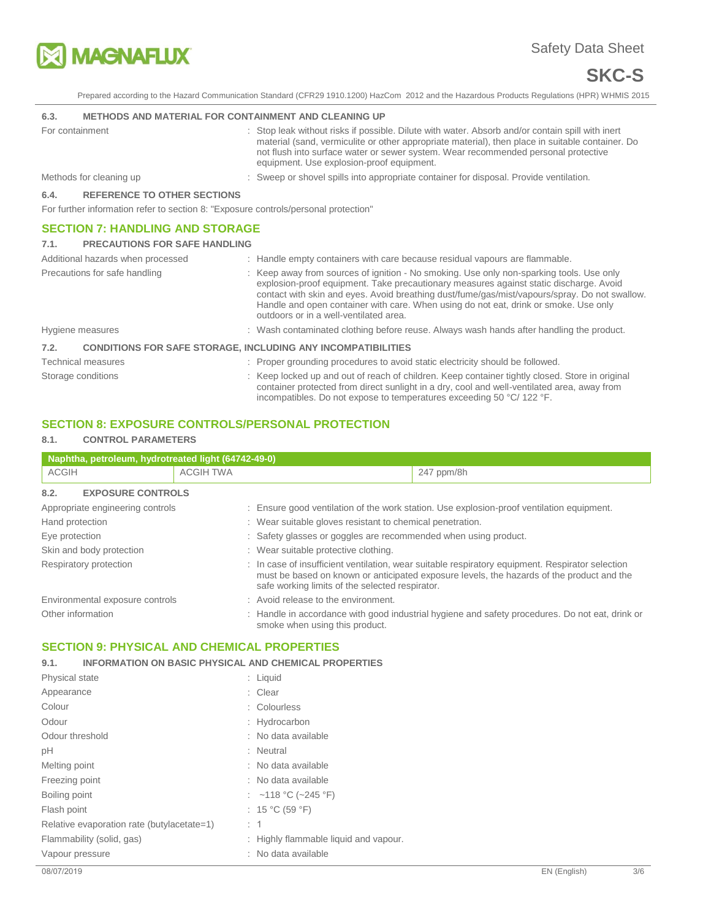### 6.3. METHODS AND MATERIAL FOR CONTAINMENT AND CLEANING UP

| | |
|---|---|
| For containment | : Stop leak without risks if possible. Dilute with water. Absorb and/or contain spill with inert material (sand, vermiculite or other appropriate material), then place in suitable container. Do not flush into surface water or sewer system. Wear recommended personal protective equipment. Use explosion-proof equipment. |
| Methods for cleaning up | : Sweep or shovel spills into appropriate container for disposal. Provide ventilation. |

### 6.4. REFERENCE TO OTHER SECTIONS

For further information refer to section 8: "Exposure controls/personal protection"

## SECTION 7: HANDLING AND STORAGE

### 7.1. PRECAUTIONS FOR SAFE HANDLING

| | |
|---|---|
| Additional hazards when processed | : Handle empty containers with care because residual vapours are flammable. |
| Precautions for safe handling | : Keep away from sources of ignition - No smoking. Use only non-sparking tools. Use only explosion-proof equipment. Take precautionary measures against static discharge. Avoid contact with skin and eyes. Avoid breathing dust/fume/gas/mist/vapours/spray. Do not swallow. Handle and open container with care. When using do not eat, drink or smoke. Use only outdoors or in a well-ventilated area. |
| Hygiene measures | : Wash contaminated clothing before reuse. Always wash hands after handling the product. |

### 7.2. CONDITIONS FOR SAFE STORAGE, INCLUDING ANY INCOMPATIBILITIES

| | |
|---|---|
| Technical measures | : Proper grounding procedures to avoid static electricity should be followed. |
| Storage conditions | : Keep locked up and out of reach of children. Keep container tightly closed. Store in original container protected from direct sunlight in a dry, cool and well-ventilated area, away from incompatibles. Do not expose to temperatures exceeding 50 °C/ 122 °F. |

## SECTION 8: EXPOSURE CONTROLS/PERSONAL PROTECTION

### 8.1. CONTROL PARAMETERS

| Naphtha, petroleum, hydrotreated light (64742-49-0) | | |
|---|---|---|
| ACGIH | ACGIH TWA | 247 ppm/8h |

### 8.2. EXPOSURE CONTROLS

| | |
|---|---|
| Appropriate engineering controls | : Ensure good ventilation of the work station. Use explosion-proof ventilation equipment. |
| Hand protection | : Wear suitable gloves resistant to chemical penetration. |
| Eye protection | : Safety glasses or goggles are recommended when using product. |
| Skin and body protection | : Wear suitable protective clothing. |
| Respiratory protection | : In case of insufficient ventilation, wear suitable respiratory equipment. Respirator selection must be based on known or anticipated exposure levels, the hazards of the product and the safe working limits of the selected respirator. |
| Environmental exposure controls | : Avoid release to the environment. |
| Other information | : Handle in accordance with good industrial hygiene and safety procedures. Do not eat, drink or smoke when using this product. |

## SECTION 9: PHYSICAL AND CHEMICAL PROPERTIES

### 9.1. INFORMATION ON BASIC PHYSICAL AND CHEMICAL PROPERTIES

| | |
|---|---|
| Physical state | : Liquid |
| Appearance | : Clear |
| Colour | : Colourless |
| Odour | : Hydrocarbon |
| Odour threshold | : No data available |
| pH | : Neutral |
| Melting point | : No data available |
| Freezing point | : No data available |
| Boiling point | : ~118 °C (~245 °F) |
| Flash point | : 15 °C (59 °F) |
| Relative evaporation rate (butylacetate=1) | : 1 |
| Flammability (solid, gas) | : Highly flammable liquid and vapour. |
| Vapour pressure | : No data available |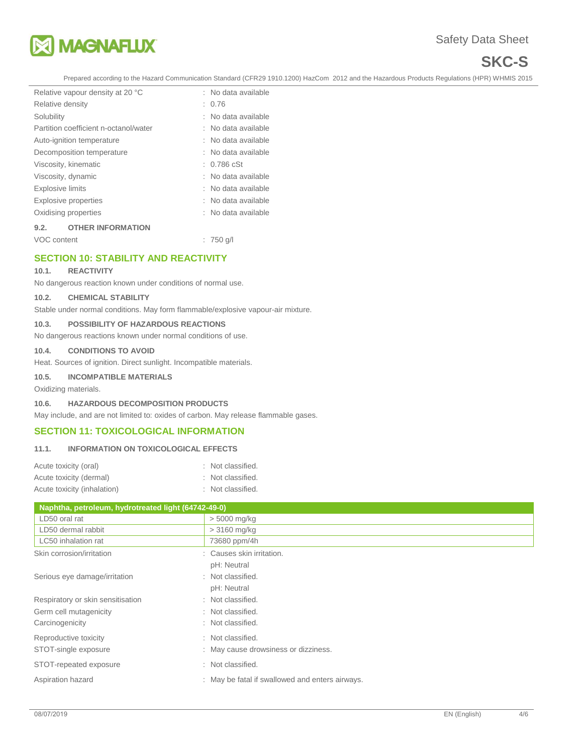| | |
|---|---|
| Relative vapour density at 20 °C | : No data available |
| Relative density | : 0.76 |
| Solubility | : No data available |
| Partition coefficient n-octanol/water | : No data available |
| Auto-ignition temperature | : No data available |
| Decomposition temperature | : No data available |
| Viscosity, kinematic | : 0.786 cSt |
| Viscosity, dynamic | : No data available |
| Explosive limits | : No data available |
| Explosive properties | : No data available |
| Oxidising properties | : No data available |

### 9.2. OTHER INFORMATION

| | |
|---|---|
| VOC content | : 750 g/l |

## SECTION 10: STABILITY AND REACTIVITY

### 10.1. REACTIVITY

No dangerous reaction known under conditions of normal use.

### 10.2. CHEMICAL STABILITY

Stable under normal conditions. May form flammable/explosive vapour-air mixture.

### 10.3. POSSIBILITY OF HAZARDOUS REACTIONS

No dangerous reactions known under normal conditions of use.

### 10.4. CONDITIONS TO AVOID

Heat. Sources of ignition. Direct sunlight. Incompatible materials.

### 10.5. INCOMPATIBLE MATERIALS

Oxidizing materials.

### 10.6. HAZARDOUS DECOMPOSITION PRODUCTS

May include, and are not limited to: oxides of carbon. May release flammable gases.

## SECTION 11: TOXICOLOGICAL INFORMATION

### 11.1. INFORMATION ON TOXICOLOGICAL EFFECTS

| | |
|---|---|
| Acute toxicity (oral) | : Not classified. |
| Acute toxicity (dermal) | : Not classified. |
| Acute toxicity (inhalation) | : Not classified. |

| Naphtha, petroleum, hydrotreated light (64742-49-0) | |
|---|---|
| LD50 oral rat | > 5000 mg/kg |
| LD50 dermal rabbit | > 3160 mg/kg |
| LC50 inhalation rat | 73680 ppm/4h |

| | |
|---|---|
| Skin corrosion/irritation | : Causes skin irritation.<br>pH: Neutral |
| Serious eye damage/irritation | : Not classified.<br>pH: Neutral |
| Respiratory or skin sensitisation | : Not classified. |
| Germ cell mutagenicity | : Not classified. |
| Carcinogenicity | : Not classified. |
| Reproductive toxicity | : Not classified. |
| STOT-single exposure | : May cause drowsiness or dizziness. |
| STOT-repeated exposure | : Not classified. |
| Aspiration hazard | : May be fatal if swallowed and enters airways. |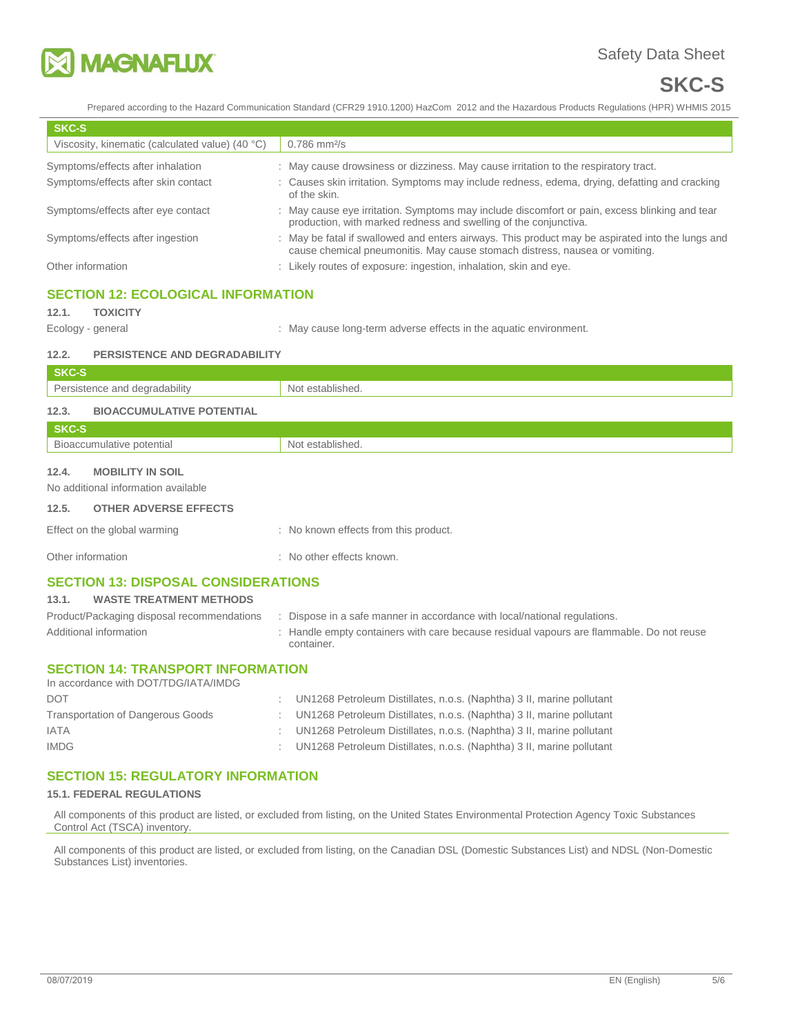| SKC-S | |
|---|---|
| Viscosity, kinematic (calculated value) (40 °C) | 0.786 mm²/s |

Symptoms/effects after inhalation : May cause drowsiness or dizziness. May cause irritation to the respiratory tract.

Symptoms/effects after skin contact : Causes skin irritation. Symptoms may include redness, edema, drying, defatting and cracking of the skin.

Symptoms/effects after eye contact : May cause eye irritation. Symptoms may include discomfort or pain, excess blinking and tear production, with marked redness and swelling of the conjunctiva.

Symptoms/effects after ingestion : May be fatal if swallowed and enters airways. This product may be aspirated into the lungs and cause chemical pneumonitis. May cause stomach distress, nausea or vomiting.

Other information : Likely routes of exposure: ingestion, inhalation, skin and eye.

## SECTION 12: ECOLOGICAL INFORMATION

### 12.1. TOXICITY

Ecology - general : May cause long-term adverse effects in the aquatic environment.

### 12.2. PERSISTENCE AND DEGRADABILITY

| SKC-S | |
|---|---|
| Persistence and degradability | Not established. |

### 12.3. BIOACCUMULATIVE POTENTIAL

| SKC-S | |
|---|---|
| Bioaccumulative potential | Not established. |

### 12.4. MOBILITY IN SOIL

No additional information available

### 12.5. OTHER ADVERSE EFFECTS

Effect on the global warming : No known effects from this product.

Other information : No other effects known.

## SECTION 13: DISPOSAL CONSIDERATIONS

### 13.1. WASTE TREATMENT METHODS

Product/Packaging disposal recommendations : Dispose in a safe manner in accordance with local/national regulations.

Additional information : Handle empty containers with care because residual vapours are flammable. Do not reuse container.

## SECTION 14: TRANSPORT INFORMATION

In accordance with DOT/TDG/IATA/IMDG

DOT : UN1268 Petroleum Distillates, n.o.s. (Naphtha) 3 II, marine pollutant

Transportation of Dangerous Goods : UN1268 Petroleum Distillates, n.o.s. (Naphtha) 3 II, marine pollutant

IATA : UN1268 Petroleum Distillates, n.o.s. (Naphtha) 3 II, marine pollutant

IMDG : UN1268 Petroleum Distillates, n.o.s. (Naphtha) 3 II, marine pollutant

## SECTION 15: REGULATORY INFORMATION

### 15.1. FEDERAL REGULATIONS

All components of this product are listed, or excluded from listing, on the United States Environmental Protection Agency Toxic Substances Control Act (TSCA) inventory.

All components of this product are listed, or excluded from listing, on the Canadian DSL (Domestic Substances List) and NDSL (Non-Domestic Substances List) inventories.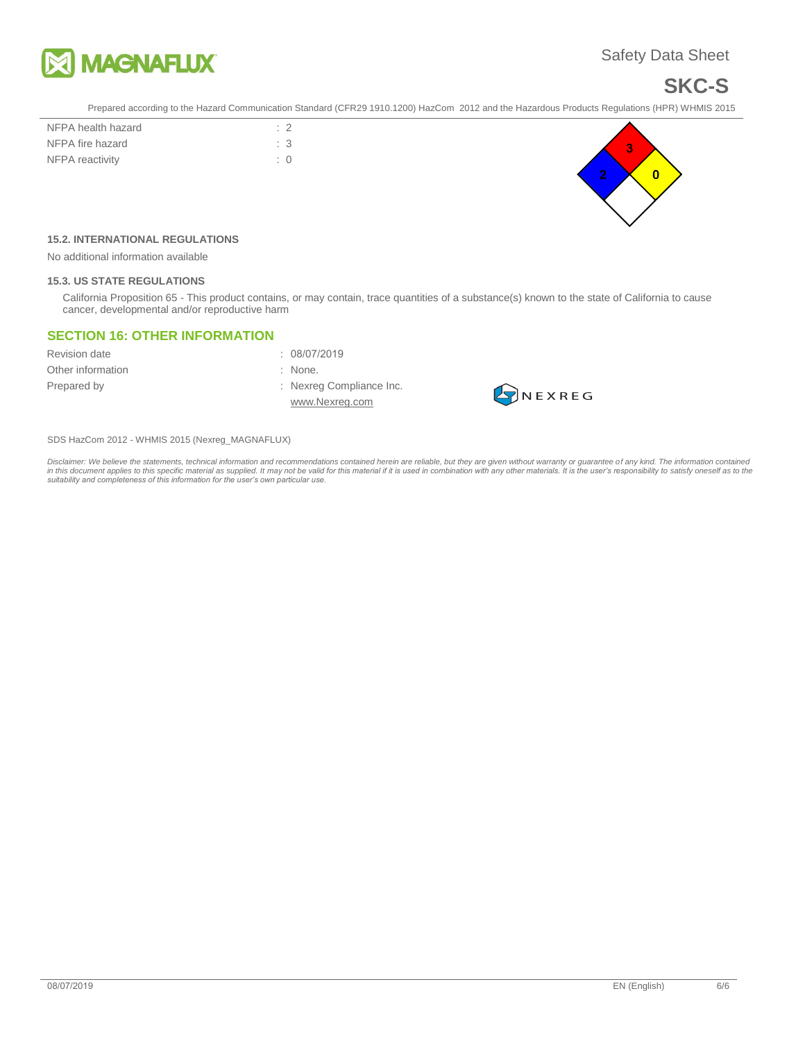| | | |
|---|---|---|
| NFPA health hazard | : | 2 |
| NFPA fire hazard | : | 3 |
| NFPA reactivity | : | 0 |

**15.2. INTERNATIONAL REGULATIONS**

No additional information available

**15.3. US STATE REGULATIONS**

California Proposition 65 - This product contains, or may contain, trace quantities of a substance(s) known to the state of California to cause cancer, developmental and/or reproductive harm

## SECTION 16: OTHER INFORMATION

| | | |
|---|---|---|
| Revision date | : | 08/07/2019 |
| Other information | : | None. |
| Prepared by | : | Nexreg Compliance Inc. www.Nexreg.com |

SDS HazCom 2012 - WHMIS 2015 (Nexreg_MAGNAFLUX)

*Disclaimer: We believe the statements, technical information and recommendations contained herein are reliable, but they are given without warranty or guarantee of any kind. The information contained in this document applies to this specific material as supplied. It may not be valid for this material if it is used in combination with any other materials. It is the user's responsibility to satisfy oneself as to the suitability and completeness of this information for the user's own particular use.*